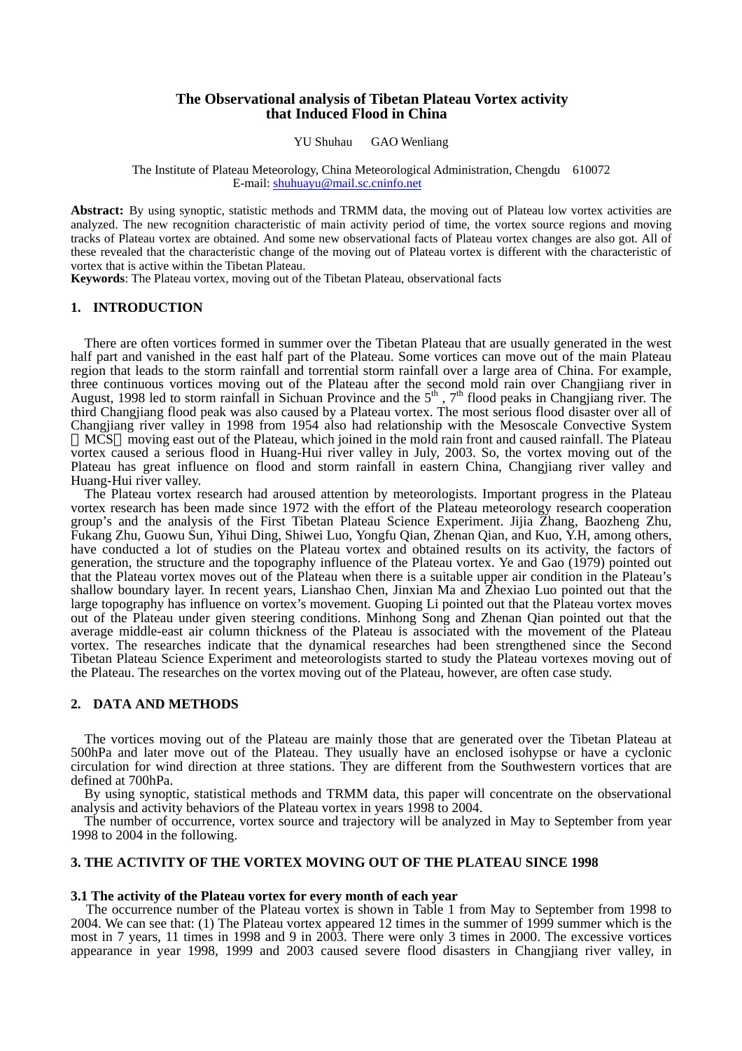# The Observational analysis of Tibetan Plateau Vortex activity that Induced Flood in China

YU Shuhau GAO Wenliang

The Institute of Plateau Meteorology, China Meteorological Administration, Chengdu 610072
E-mail: shuhuayu@mail.sc.cninfo.net

**Abstract:** By using synoptic, statistic methods and TRMM data, the moving out of Plateau low vortex activities are analyzed. The new recognition characteristic of main activity period of time, the vortex source regions and moving tracks of Plateau vortex are obtained. And some new observational facts of Plateau vortex changes are also got. All of these revealed that the characteristic change of the moving out of Plateau vortex is different with the characteristic of vortex that is active within the Tibetan Plateau.

**Keywords**: The Plateau vortex, moving out of the Tibetan Plateau, observational facts

## 1. INTRODUCTION

There are often vortices formed in summer over the Tibetan Plateau that are usually generated in the west half part and vanished in the east half part of the Plateau. Some vortices can move out of the main Plateau region that leads to the storm rainfall and torrential storm rainfall over a large area of China. For example, three continuous vortices moving out of the Plateau after the second mold rain over Changjiang river in August, 1998 led to storm rainfall in Sichuan Province and the 5th , 7th flood peaks in Changjiang river. The third Changjiang flood peak was also caused by a Plateau vortex. The most serious flood disaster over all of Changjiang river valley in 1998 from 1954 also had relationship with the Mesoscale Convective System （MCS） moving east out of the Plateau, which joined in the mold rain front and caused rainfall. The Plateau vortex caused a serious flood in Huang-Hui river valley in July, 2003. So, the vortex moving out of the Plateau has great influence on flood and storm rainfall in eastern China, Changjiang river valley and Huang-Hui river valley.

The Plateau vortex research had aroused attention by meteorologists. Important progress in the Plateau vortex research has been made since 1972 with the effort of the Plateau meteorology research cooperation group's and the analysis of the First Tibetan Plateau Science Experiment. Jijia Zhang, Baozheng Zhu, Fukang Zhu, Guowu Sun, Yihui Ding, Shiwei Luo, Yongfu Qian, Zhenan Qian, and Kuo, Y.H, among others, have conducted a lot of studies on the Plateau vortex and obtained results on its activity, the factors of generation, the structure and the topography influence of the Plateau vortex. Ye and Gao (1979) pointed out that the Plateau vortex moves out of the Plateau when there is a suitable upper air condition in the Plateau's shallow boundary layer. In recent years, Lianshao Chen, Jinxian Ma and Zhexiao Luo pointed out that the large topography has influence on vortex's movement. Guoping Li pointed out that the Plateau vortex moves out of the Plateau under given steering conditions. Minhong Song and Zhenan Qian pointed out that the average middle-east air column thickness of the Plateau is associated with the movement of the Plateau vortex. The researches indicate that the dynamical researches had been strengthened since the Second Tibetan Plateau Science Experiment and meteorologists started to study the Plateau vortexes moving out of the Plateau. The researches on the vortex moving out of the Plateau, however, are often case study.

## 2. DATA AND METHODS

The vortices moving out of the Plateau are mainly those that are generated over the Tibetan Plateau at 500hPa and later move out of the Plateau. They usually have an enclosed isohypse or have a cyclonic circulation for wind direction at three stations. They are different from the Southwestern vortices that are defined at 700hPa.

By using synoptic, statistical methods and TRMM data, this paper will concentrate on the observational analysis and activity behaviors of the Plateau vortex in years 1998 to 2004.

The number of occurrence, vortex source and trajectory will be analyzed in May to September from year 1998 to 2004 in the following.

## 3. THE ACTIVITY OF THE VORTEX MOVING OUT OF THE PLATEAU SINCE 1998

### 3.1 The activity of the Plateau vortex for every month of each year

The occurrence number of the Plateau vortex is shown in Table 1 from May to September from 1998 to 2004. We can see that: (1) The Plateau vortex appeared 12 times in the summer of 1999 summer which is the most in 7 years, 11 times in 1998 and 9 in 2003. There were only 3 times in 2000. The excessive vortices appearance in year 1998, 1999 and 2003 caused severe flood disasters in Changjiang river valley, in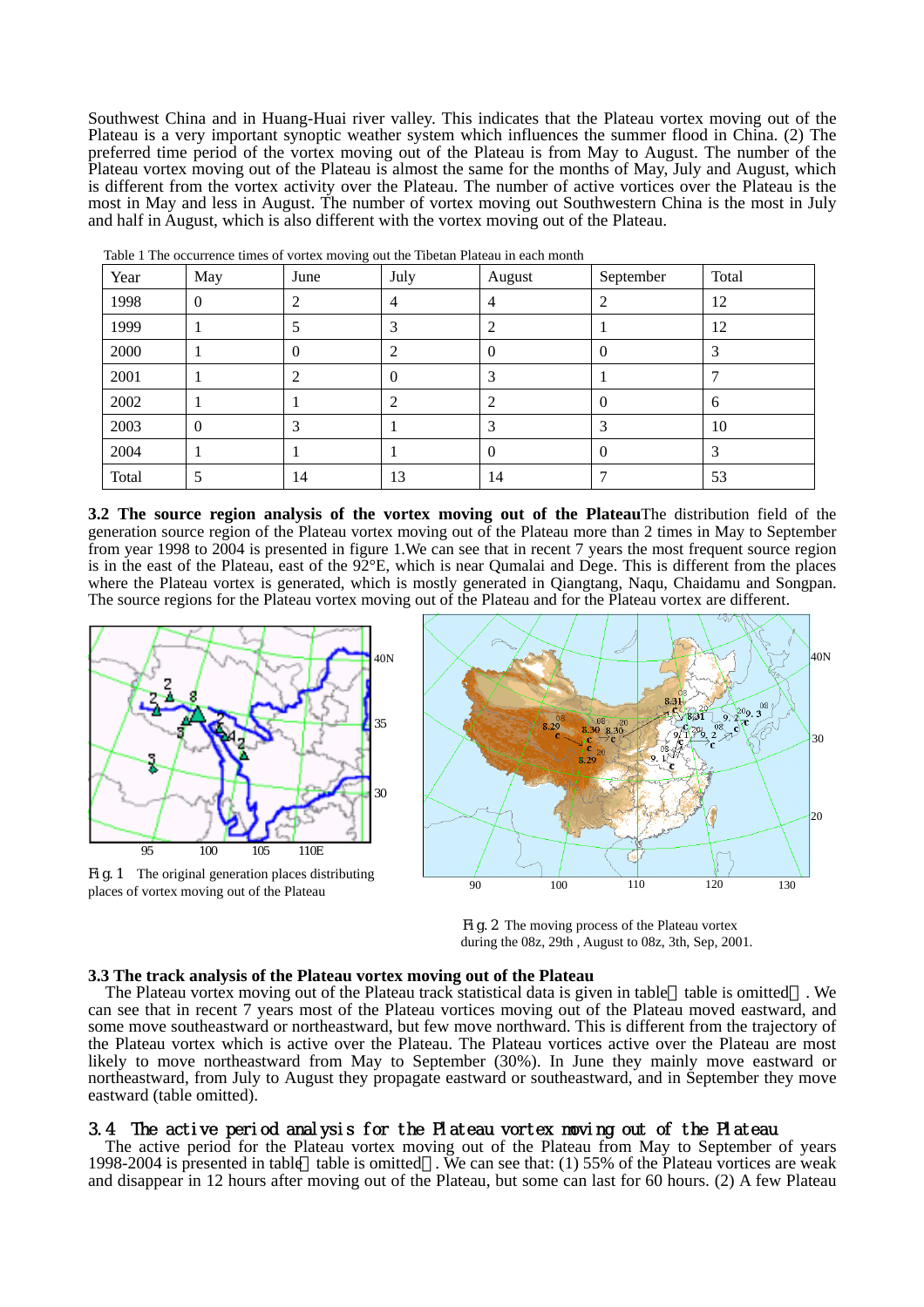Southwest China and in Huang-Huai river valley. This indicates that the Plateau vortex moving out of the Plateau is a very important synoptic weather system which influences the summer flood in China. (2) The preferred time period of the vortex moving out of the Plateau is from May to August. The number of the Plateau vortex moving out of the Plateau is almost the same for the months of May, July and August, which is different from the vortex activity over the Plateau. The number of active vortices over the Plateau is the most in May and less in August. The number of vortex moving out Southwestern China is the most in July and half in August, which is also different with the vortex moving out of the Plateau.

Table 1 The occurrence times of vortex moving out the Tibetan Plateau in each month

| Year | May | June | July | August | September | Total |
|---|---|---|---|---|---|---|
| 1998 | 0 | 2 | 4 | 4 | 2 | 12 |
| 1999 | 1 | 5 | 3 | 2 | 1 | 12 |
| 2000 | 1 | 0 | 2 | 0 | 0 | 3 |
| 2001 | 1 | 2 | 0 | 3 | 1 | 7 |
| 2002 | 1 | 1 | 2 | 2 | 0 | 6 |
| 2003 | 0 | 3 | 1 | 3 | 3 | 10 |
| 2004 | 1 | 1 | 1 | 0 | 0 | 3 |
| Total | 5 | 14 | 13 | 14 | 7 | 53 |

**3.2 The source region analysis of the vortex moving out of the Plateau** The distribution field of the generation source region of the Plateau vortex moving out of the Plateau more than 2 times in May to September from year 1998 to 2004 is presented in figure 1.We can see that in recent 7 years the most frequent source region is in the east of the Plateau, east of the 92°E, which is near Qumalai and Dege. This is different from the places where the Plateau vortex is generated, which is mostly generated in Qiangtang, Naqu, Chaidamu and Songpan. The source regions for the Plateau vortex moving out of the Plateau and for the Plateau vortex are different.

Fig. 1 The original generation places distributing places of vortex moving out of the Plateau

Fig. 2 The moving process of the Plateau vortex during the 08z, 29th , August to 08z, 3th, Sep, 2001.

### 3.3 The track analysis of the Plateau vortex moving out of the Plateau

The Plateau vortex moving out of the Plateau track statistical data is given in table（table is omitted）. We can see that in recent 7 years most of the Plateau vortices moving out of the Plateau moved eastward, and some move southeastward or northeastward, but few move northward. This is different from the trajectory of the Plateau vortex which is active over the Plateau. The Plateau vortices active over the Plateau are most likely to move northeastward from May to September (30%). In June they mainly move eastward or northeastward, from July to August they propagate eastward or southeastward, and in September they move eastward (table omitted).

### 3.4 The active period analysis for the Plateau vortex moving out of the Plateau

The active period for the Plateau vortex moving out of the Plateau from May to September of years 1998-2004 is presented in table（table is omitted）. We can see that: (1) 55% of the Plateau vortices are weak and disappear in 12 hours after moving out of the Plateau, but some can last for 60 hours. (2) A few Plateau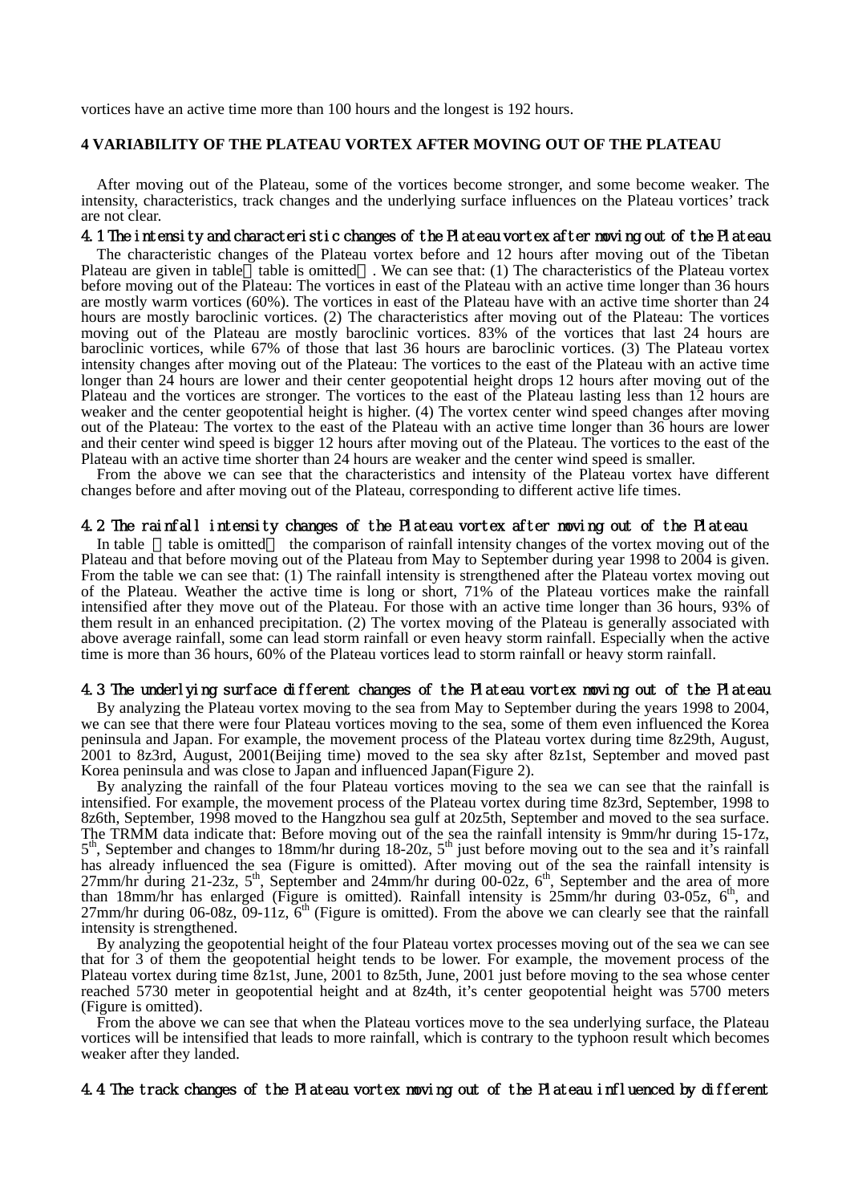vortices have an active time more than 100 hours and the longest is 192 hours.

## 4 VARIABILITY OF THE PLATEAU VORTEX AFTER MOVING OUT OF THE PLATEAU

After moving out of the Plateau, some of the vortices become stronger, and some become weaker. The intensity, characteristics, track changes and the underlying surface influences on the Plateau vortices' track are not clear.

### 4.1 The intensity and characteristic changes of the Plateau vortex after moving out of the Plateau

The characteristic changes of the Plateau vortex before and 12 hours after moving out of the Tibetan Plateau are given in table（table is omitted）. We can see that: (1) The characteristics of the Plateau vortex before moving out of the Plateau: The vortices in east of the Plateau with an active time longer than 36 hours are mostly warm vortices (60%). The vortices in east of the Plateau have with an active time shorter than 24 hours are mostly baroclinic vortices. (2) The characteristics after moving out of the Plateau: The vortices moving out of the Plateau are mostly baroclinic vortices. 83% of the vortices that last 24 hours are baroclinic vortices, while 67% of those that last 36 hours are baroclinic vortices. (3) The Plateau vortex intensity changes after moving out of the Plateau: The vortices to the east of the Plateau with an active time longer than 24 hours are lower and their center geopotential height drops 12 hours after moving out of the Plateau and the vortices are stronger. The vortices to the east of the Plateau lasting less than 12 hours are weaker and the center geopotential height is higher. (4) The vortex center wind speed changes after moving out of the Plateau: The vortex to the east of the Plateau with an active time longer than 36 hours are lower and their center wind speed is bigger 12 hours after moving out of the Plateau. The vortices to the east of the Plateau with an active time shorter than 24 hours are weaker and the center wind speed is smaller.

From the above we can see that the characteristics and intensity of the Plateau vortex have different changes before and after moving out of the Plateau, corresponding to different active life times.

### 4.2 The rainfall intensity changes of the Plateau vortex after moving out of the Plateau

In table （table is omitted） the comparison of rainfall intensity changes of the vortex moving out of the Plateau and that before moving out of the Plateau from May to September during year 1998 to 2004 is given. From the table we can see that: (1) The rainfall intensity is strengthened after the Plateau vortex moving out of the Plateau. Weather the active time is long or short, 71% of the Plateau vortices make the rainfall intensified after they move out of the Plateau. For those with an active time longer than 36 hours, 93% of them result in an enhanced precipitation. (2) The vortex moving of the Plateau is generally associated with above average rainfall, some can lead storm rainfall or even heavy storm rainfall. Especially when the active time is more than 36 hours, 60% of the Plateau vortices lead to storm rainfall or heavy storm rainfall.

### 4.3 The underlying surface different changes of the Plateau vortex moving out of the Plateau

By analyzing the Plateau vortex moving to the sea from May to September during the years 1998 to 2004, we can see that there were four Plateau vortices moving to the sea, some of them even influenced the Korea peninsula and Japan. For example, the movement process of the Plateau vortex during time 8z29th, August, 2001 to 8z3rd, August, 2001(Beijing time) moved to the sea sky after 8z1st, September and moved past Korea peninsula and was close to Japan and influenced Japan(Figure 2).

By analyzing the rainfall of the four Plateau vortices moving to the sea we can see that the rainfall is intensified. For example, the movement process of the Plateau vortex during time 8z3rd, September, 1998 to 8z6th, September, 1998 moved to the Hangzhou sea gulf at 20z5th, September and moved to the sea surface. The TRMM data indicate that: Before moving out of the sea the rainfall intensity is 9mm/hr during 15-17z, 5th, September and changes to 18mm/hr during 18-20z, 5th just before moving out to the sea and it's rainfall has already influenced the sea (Figure is omitted). After moving out of the sea the rainfall intensity is 27mm/hr during 21-23z, 5th, September and 24mm/hr during 00-02z, 6th, September and the area of more than 18mm/hr has enlarged (Figure is omitted). Rainfall intensity is 25mm/hr during 03-05z, 6th, and 27mm/hr during 06-08z, 09-11z, 6th (Figure is omitted). From the above we can clearly see that the rainfall intensity is strengthened.

By analyzing the geopotential height of the four Plateau vortex processes moving out of the sea we can see that for 3 of them the geopotential height tends to be lower. For example, the movement process of the Plateau vortex during time 8z1st, June, 2001 to 8z5th, June, 2001 just before moving to the sea whose center reached 5730 meter in geopotential height and at 8z4th, it's center geopotential height was 5700 meters (Figure is omitted).

From the above we can see that when the Plateau vortices move to the sea underlying surface, the Plateau vortices will be intensified that leads to more rainfall, which is contrary to the typhoon result which becomes weaker after they landed.

### 4.4 The track changes of the Plateau vortex moving out of the Plateau influenced by different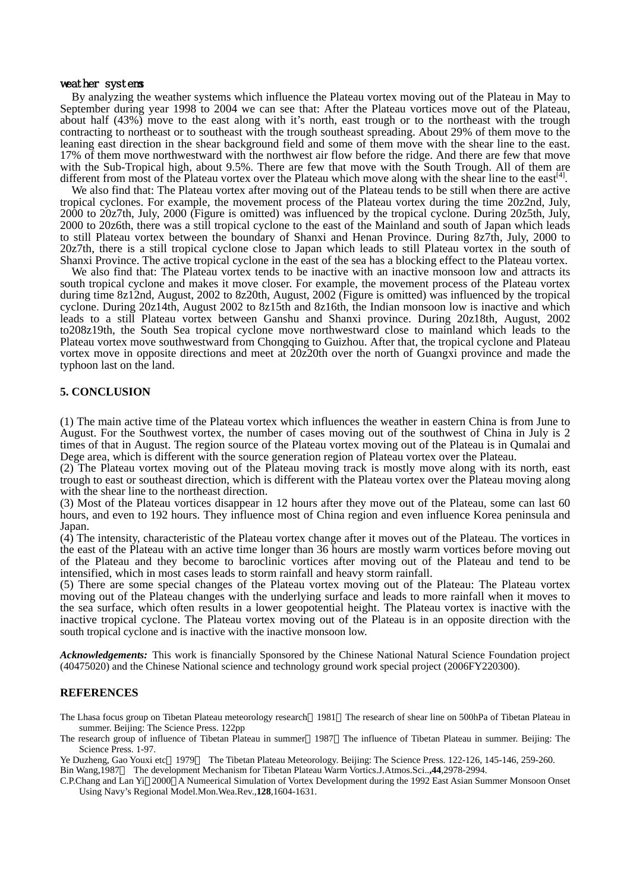**weather systems**

By analyzing the weather systems which influence the Plateau vortex moving out of the Plateau in May to September during year 1998 to 2004 we can see that: After the Plateau vortices move out of the Plateau, about half (43%) move to the east along with it's north, east trough or to the northeast with the trough contracting to northeast or to southeast with the trough southeast spreading. About 29% of them move to the leaning east direction in the shear background field and some of them move with the shear line to the east. 17% of them move northwestward with the northwest air flow before the ridge. And there are few that move with the Sub-Tropical high, about 9.5%. There are few that move with the South Trough. All of them are different from most of the Plateau vortex over the Plateau which move along with the shear line to the east[4].

We also find that: The Plateau vortex after moving out of the Plateau tends to be still when there are active tropical cyclones. For example, the movement process of the Plateau vortex during the time 20z2nd, July, 2000 to 20z7th, July, 2000 (Figure is omitted) was influenced by the tropical cyclone. During 20z5th, July, 2000 to 20z6th, there was a still tropical cyclone to the east of the Mainland and south of Japan which leads to still Plateau vortex between the boundary of Shanxi and Henan Province. During 8z7th, July, 2000 to 20z7th, there is a still tropical cyclone close to Japan which leads to still Plateau vortex in the south of Shanxi Province. The active tropical cyclone in the east of the sea has a blocking effect to the Plateau vortex.

We also find that: The Plateau vortex tends to be inactive with an inactive monsoon low and attracts its south tropical cyclone and makes it move closer. For example, the movement process of the Plateau vortex during time 8z12nd, August, 2002 to 8z20th, August, 2002 (Figure is omitted) was influenced by the tropical cyclone. During 20z14th, August 2002 to 8z15th and 8z16th, the Indian monsoon low is inactive and which leads to a still Plateau vortex between Ganshu and Shanxi province. During 20z18th, August, 2002 to208z19th, the South Sea tropical cyclone move northwestward close to mainland which leads to the Plateau vortex move southwestward from Chongqing to Guizhou. After that, the tropical cyclone and Plateau vortex move in opposite directions and meet at 20z20th over the north of Guangxi province and made the typhoon last on the land.

## 5. CONCLUSION

(1) The main active time of the Plateau vortex which influences the weather in eastern China is from June to August. For the Southwest vortex, the number of cases moving out of the southwest of China in July is 2 times of that in August. The region source of the Plateau vortex moving out of the Plateau is in Qumalai and Dege area, which is different with the source generation region of Plateau vortex over the Plateau.

(2) The Plateau vortex moving out of the Plateau moving track is mostly move along with its north, east trough to east or southeast direction, which is different with the Plateau vortex over the Plateau moving along with the shear line to the northeast direction.

(3) Most of the Plateau vortices disappear in 12 hours after they move out of the Plateau, some can last 60 hours, and even to 192 hours. They influence most of China region and even influence Korea peninsula and Japan.

(4) The intensity, characteristic of the Plateau vortex change after it moves out of the Plateau. The vortices in the east of the Plateau with an active time longer than 36 hours are mostly warm vortices before moving out of the Plateau and they become to baroclinic vortices after moving out of the Plateau and tend to be intensified, which in most cases leads to storm rainfall and heavy storm rainfall.

(5) There are some special changes of the Plateau vortex moving out of the Plateau: The Plateau vortex moving out of the Plateau changes with the underlying surface and leads to more rainfall when it moves to the sea surface, which often results in a lower geopotential height. The Plateau vortex is inactive with the inactive tropical cyclone. The Plateau vortex moving out of the Plateau is in an opposite direction with the south tropical cyclone and is inactive with the inactive monsoon low.

***Acknowledgements:*** This work is financially Sponsored by the Chinese National Natural Science Foundation project (40475020) and the Chinese National science and technology ground work special project (2006FY220300).

## REFERENCES

The Lhasa focus group on Tibetan Plateau meteorology research，1981：The research of shear line on 500hPa of Tibetan Plateau in summer. Beijing: The Science Press. 122pp

The research group of influence of Tibetan Plateau in summer，1987：The influence of Tibetan Plateau in summer. Beijing: The Science Press. 1-97.

Ye Duzheng, Gao Youxi etc，1979： The Tibetan Plateau Meteorology. Beijing: The Science Press. 122-126, 145-146, 259-260.

Bin Wang,1987： The development Mechanism for Tibetan Plateau Warm Vortics.J.Atmos.Sci..,**44**,2978-2994.

C.P.Chang and Lan Yi，2000：A Numeerical Simulation of Vortex Development during the 1992 East Asian Summer Monsoon Onset Using Navy's Regional Model.Mon.Wea.Rev.,**128**,1604-1631.